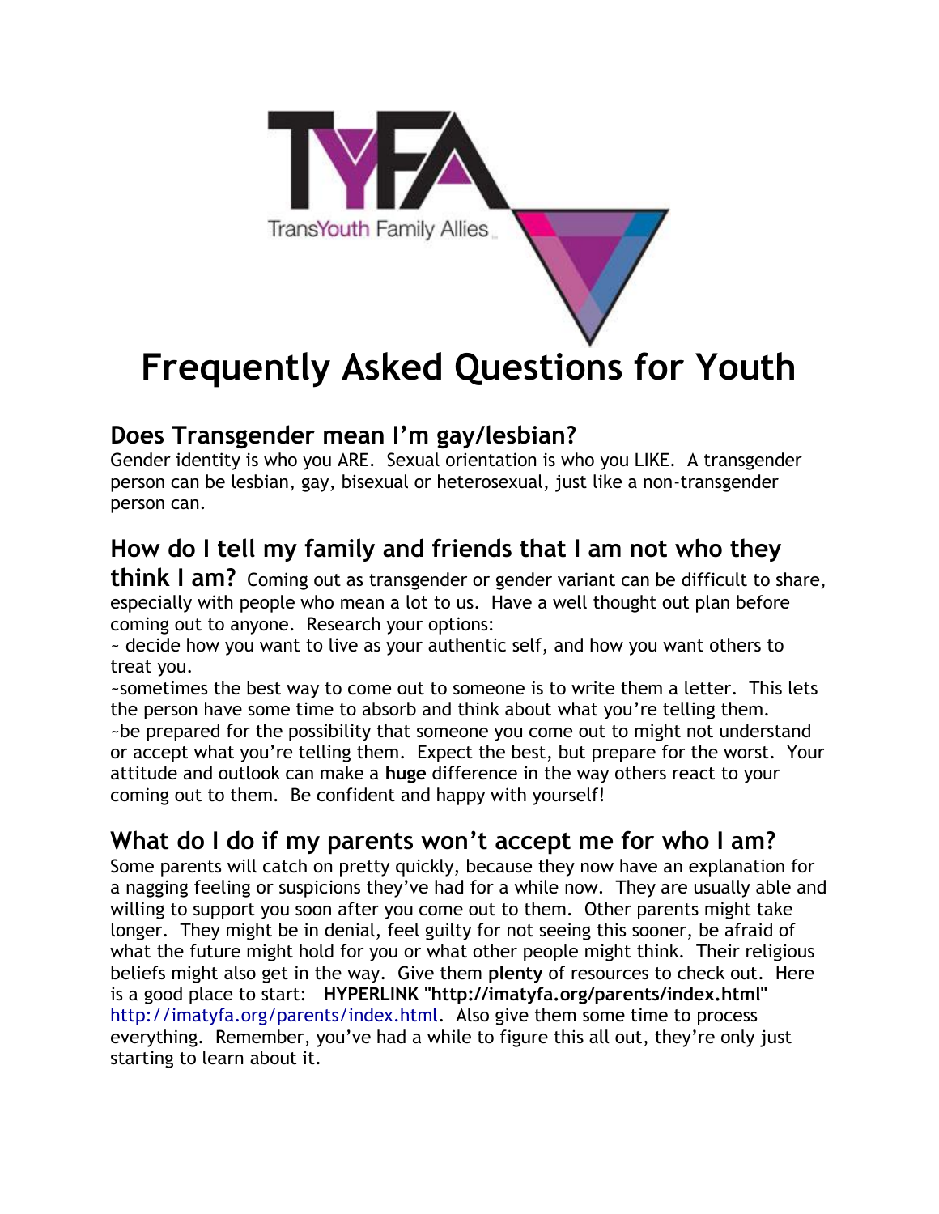TransYouth Family Allies

# Frequently Asked Questions for Youth

## Does Transgender mean I'm gay/lesbian?

Gender identity is who you ARE. Sexual orientation is who you LIKE. A transgender person can be lesbian, gay, bisexual or heterosexual, just like a non-transgender person can.

## How do I tell my family and friends that I am not who they think I am?

Coming out as transgender or gender variant can be difficult to share, especially with people who mean a lot to us. Have a well thought out plan before coming out to anyone. Research your options:

~ decide how you want to live as your authentic self, and how you want others to treat you.

~sometimes the best way to come out to someone is to write them a letter. This lets the person have some time to absorb and think about what you're telling them.

~be prepared for the possibility that someone you come out to might not understand or accept what you're telling them. Expect the best, but prepare for the worst. Your attitude and outlook can make a **huge** difference in the way others react to your coming out to them. Be confident and happy with yourself!

## What do I do if my parents won't accept me for who I am?

Some parents will catch on pretty quickly, because they now have an explanation for a nagging feeling or suspicions they've had for a while now. They are usually able and willing to support you soon after you come out to them. Other parents might take longer. They might be in denial, feel guilty for not seeing this sooner, be afraid of what the future might hold for you or what other people might think. Their religious beliefs might also get in the way. Give them **plenty** of resources to check out. Here is a good place to start: **HYPERLINK "http://imatyfa.org/parents/index.html"** http://imatyfa.org/parents/index.html. Also give them some time to process everything. Remember, you've had a while to figure this all out, they're only just starting to learn about it.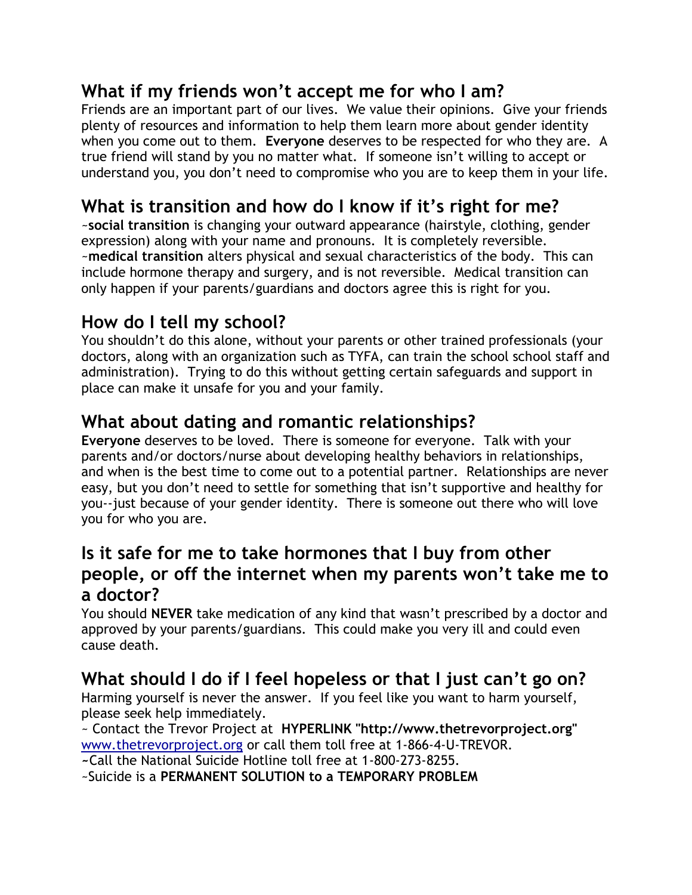## What if my friends won't accept me for who I am?

Friends are an important part of our lives. We value their opinions. Give your friends plenty of resources and information to help them learn more about gender identity when you come out to them. **Everyone** deserves to be respected for who they are. A true friend will stand by you no matter what. If someone isn't willing to accept or understand you, you don't need to compromise who you are to keep them in your life.

## What is transition and how do I know if it's right for me?

~**social transition** is changing your outward appearance (hairstyle, clothing, gender expression) along with your name and pronouns. It is completely reversible.
~**medical transition** alters physical and sexual characteristics of the body. This can include hormone therapy and surgery, and is not reversible. Medical transition can only happen if your parents/guardians and doctors agree this is right for you.

## How do I tell my school?

You shouldn't do this alone, without your parents or other trained professionals (your doctors, along with an organization such as TYFA, can train the school school staff and administration). Trying to do this without getting certain safeguards and support in place can make it unsafe for you and your family.

## What about dating and romantic relationships?

**Everyone** deserves to be loved. There is someone for everyone. Talk with your parents and/or doctors/nurse about developing healthy behaviors in relationships, and when is the best time to come out to a potential partner. Relationships are never easy, but you don't need to settle for something that isn't supportive and healthy for you--just because of your gender identity. There is someone out there who will love you for who you are.

## Is it safe for me to take hormones that I buy from other people, or off the internet when my parents won't take me to a doctor?

You should **NEVER** take medication of any kind that wasn't prescribed by a doctor and approved by your parents/guardians. This could make you very ill and could even cause death.

## What should I do if I feel hopeless or that I just can't go on?

Harming yourself is never the answer. If you feel like you want to harm yourself, please seek help immediately.

~ Contact the Trevor Project at **HYPERLINK "http://www.thetrevorproject.org"** www.thetrevorproject.org or call them toll free at 1-866-4-U-TREVOR.
~Call the National Suicide Hotline toll free at 1-800-273-8255.
~Suicide is a **PERMANENT SOLUTION to a TEMPORARY PROBLEM**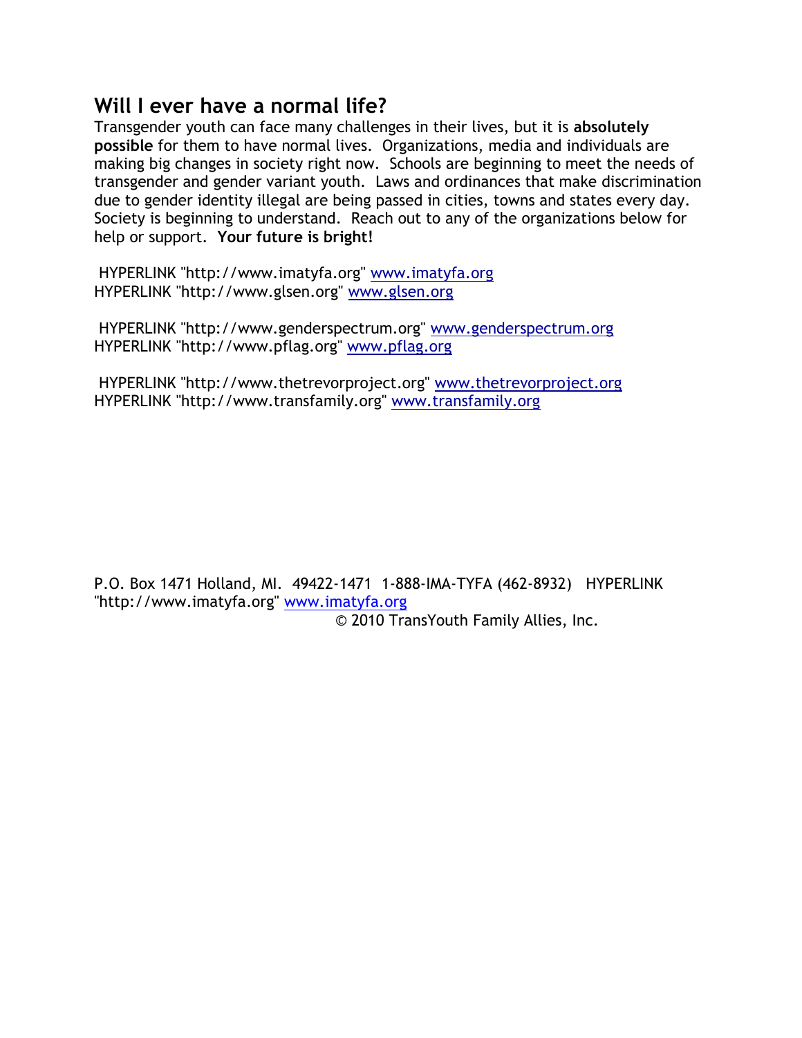## Will I ever have a normal life?

Transgender youth can face many challenges in their lives, but it is **absolutely possible** for them to have normal lives. Organizations, media and individuals are making big changes in society right now. Schools are beginning to meet the needs of transgender and gender variant youth. Laws and ordinances that make discrimination due to gender identity illegal are being passed in cities, towns and states every day. Society is beginning to understand. Reach out to any of the organizations below for help or support. **Your future is bright!**

HYPERLINK "http://www.imatyfa.org" www.imatyfa.org
HYPERLINK "http://www.glsen.org" www.glsen.org

HYPERLINK "http://www.genderspectrum.org" www.genderspectrum.org
HYPERLINK "http://www.pflag.org" www.pflag.org

HYPERLINK "http://www.thetrevorproject.org" www.thetrevorproject.org
HYPERLINK "http://www.transfamily.org" www.transfamily.org

P.O. Box 1471 Holland, MI. 49422-1471 1-888-IMA-TYFA (462-8932) HYPERLINK "http://www.imatyfa.org" www.imatyfa.org
© 2010 TransYouth Family Allies, Inc.